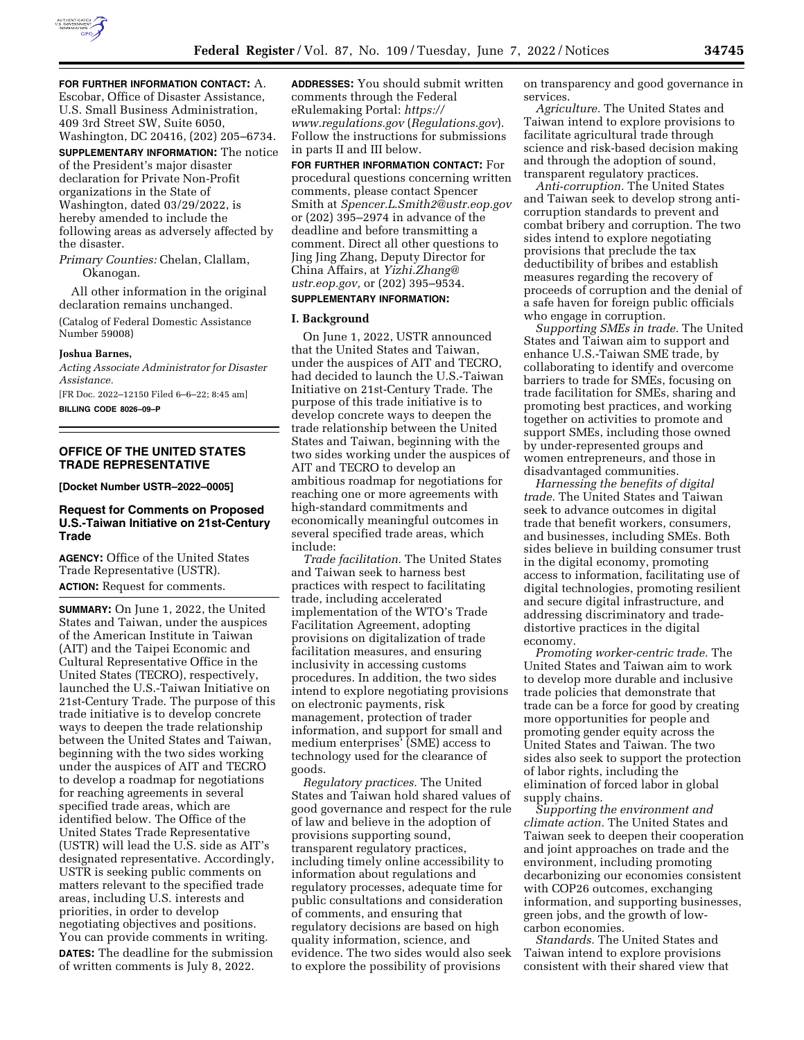**FOR FURTHER INFORMATION CONTACT:** A. Escobar, Office of Disaster Assistance, U.S. Small Business Administration, 409 3rd Street SW, Suite 6050, Washington, DC 20416, (202) 205–6734.

**SUPPLEMENTARY INFORMATION:** The notice of the President's major disaster declaration for Private Non-Profit organizations in the State of Washington, dated 03/29/2022, is hereby amended to include the following areas as adversely affected by the disaster.

*Primary Counties:* Chelan, Clallam, Okanogan.

All other information in the original declaration remains unchanged.

(Catalog of Federal Domestic Assistance Number 59008)

**Joshua Barnes,**

*Acting Associate Administrator for Disaster Assistance.*

[FR Doc. 2022–12150 Filed 6–6–22; 8:45 am]

**BILLING CODE 8026–09–P**

## OFFICE OF THE UNITED STATES TRADE REPRESENTATIVE

**[Docket Number USTR–2022–0005]**

### Request for Comments on Proposed U.S.-Taiwan Initiative on 21st-Century Trade

**AGENCY:** Office of the United States Trade Representative (USTR).

**ACTION:** Request for comments.

**SUMMARY:** On June 1, 2022, the United States and Taiwan, under the auspices of the American Institute in Taiwan (AIT) and the Taipei Economic and Cultural Representative Office in the United States (TECRO), respectively, launched the U.S.-Taiwan Initiative on 21st-Century Trade. The purpose of this trade initiative is to develop concrete ways to deepen the trade relationship between the United States and Taiwan, beginning with the two sides working under the auspices of AIT and TECRO to develop a roadmap for negotiations for reaching agreements in several specified trade areas, which are identified below. The Office of the United States Trade Representative (USTR) will lead the U.S. side as AIT's designated representative. Accordingly, USTR is seeking public comments on matters relevant to the specified trade areas, including U.S. interests and priorities, in order to develop negotiating objectives and positions. You can provide comments in writing.

**DATES:** The deadline for the submission of written comments is July 8, 2022.

**ADDRESSES:** You should submit written comments through the Federal eRulemaking Portal: *https://www.regulations.gov* (*Regulations.gov*). Follow the instructions for submissions in parts II and III below.

**FOR FURTHER INFORMATION CONTACT:** For procedural questions concerning written comments, please contact Spencer Smith at *Spencer.L.Smith2@ustr.eop.gov* or (202) 395–2974 in advance of the deadline and before transmitting a comment. Direct all other questions to Jing Jing Zhang, Deputy Director for China Affairs, at *Yizhi.Zhang@ustr.eop.gov,* or (202) 395–9534.

**SUPPLEMENTARY INFORMATION:**

#### I. Background

On June 1, 2022, USTR announced that the United States and Taiwan, under the auspices of AIT and TECRO, had decided to launch the U.S.-Taiwan Initiative on 21st-Century Trade. The purpose of this trade initiative is to develop concrete ways to deepen the trade relationship between the United States and Taiwan, beginning with the two sides working under the auspices of AIT and TECRO to develop an ambitious roadmap for negotiations for reaching one or more agreements with high-standard commitments and economically meaningful outcomes in several specified trade areas, which include:

*Trade facilitation.* The United States and Taiwan seek to harness best practices with respect to facilitating trade, including accelerated implementation of the WTO's Trade Facilitation Agreement, adopting provisions on digitalization of trade facilitation measures, and ensuring inclusivity in accessing customs procedures. In addition, the two sides intend to explore negotiating provisions on electronic payments, risk management, protection of trader information, and support for small and medium enterprises' (SME) access to technology used for the clearance of goods.

*Regulatory practices.* The United States and Taiwan hold shared values of good governance and respect for the rule of law and believe in the adoption of provisions supporting sound, transparent regulatory practices, including timely online accessibility to information about regulations and regulatory processes, adequate time for public consultations and consideration of comments, and ensuring that regulatory decisions are based on high quality information, science, and evidence. The two sides would also seek to explore the possibility of provisions on transparency and good governance in services.

*Agriculture.* The United States and Taiwan intend to explore provisions to facilitate agricultural trade through science and risk-based decision making and through the adoption of sound, transparent regulatory practices.

*Anti-corruption.* The United States and Taiwan seek to develop strong anti-corruption standards to prevent and combat bribery and corruption. The two sides intend to explore negotiating provisions that preclude the tax deductibility of bribes and establish measures regarding the recovery of proceeds of corruption and the denial of a safe haven for foreign public officials who engage in corruption.

*Supporting SMEs in trade.* The United States and Taiwan aim to support and enhance U.S.-Taiwan SME trade, by collaborating to identify and overcome barriers to trade for SMEs, focusing on trade facilitation for SMEs, sharing and promoting best practices, and working together on activities to promote and support SMEs, including those owned by under-represented groups and women entrepreneurs, and those in disadvantaged communities.

*Harnessing the benefits of digital trade.* The United States and Taiwan seek to advance outcomes in digital trade that benefit workers, consumers, and businesses, including SMEs. Both sides believe in building consumer trust in the digital economy, promoting access to information, facilitating use of digital technologies, promoting resilient and secure digital infrastructure, and addressing discriminatory and trade-distortive practices in the digital economy.

*Promoting worker-centric trade.* The United States and Taiwan aim to work to develop more durable and inclusive trade policies that demonstrate that trade can be a force for good by creating more opportunities for people and promoting gender equity across the United States and Taiwan. The two sides also seek to support the protection of labor rights, including the elimination of forced labor in global supply chains.

*Supporting the environment and climate action.* The United States and Taiwan seek to deepen their cooperation and joint approaches on trade and the environment, including promoting decarbonizing our economies consistent with COP26 outcomes, exchanging information, and supporting businesses, green jobs, and the growth of low-carbon economies.

*Standards.* The United States and Taiwan intend to explore provisions consistent with their shared view that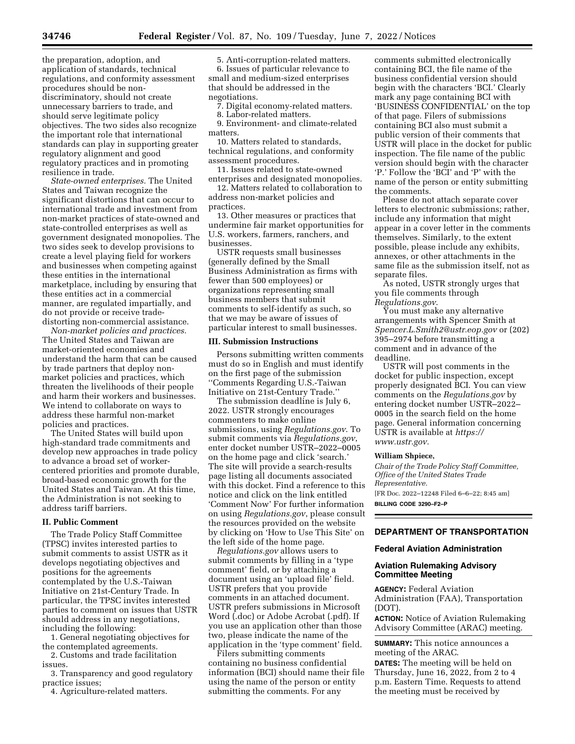the preparation, adoption, and application of standards, technical regulations, and conformity assessment procedures should be non-discriminatory, should not create unnecessary barriers to trade, and should serve legitimate policy objectives. The two sides also recognize the important role that international standards can play in supporting greater regulatory alignment and good regulatory practices and in promoting resilience in trade.

*State-owned enterprises.* The United States and Taiwan recognize the significant distortions that can occur to international trade and investment from non-market practices of state-owned and state-controlled enterprises as well as government designated monopolies. The two sides seek to develop provisions to create a level playing field for workers and businesses when competing against these entities in the international marketplace, including by ensuring that these entities act in a commercial manner, are regulated impartially, and do not provide or receive trade-distorting non-commercial assistance.

*Non-market policies and practices.* The United States and Taiwan are market-oriented economies and understand the harm that can be caused by trade partners that deploy non-market policies and practices, which threaten the livelihoods of their people and harm their workers and businesses. We intend to collaborate on ways to address these harmful non-market policies and practices.

The United States will build upon high-standard trade commitments and develop new approaches in trade policy to advance a broad set of worker-centered priorities and promote durable, broad-based economic growth for the United States and Taiwan. At this time, the Administration is not seeking to address tariff barriers.

## II. Public Comment

The Trade Policy Staff Committee (TPSC) invites interested parties to submit comments to assist USTR as it develops negotiating objectives and positions for the agreements contemplated by the U.S.-Taiwan Initiative on 21st-Century Trade. In particular, the TPSC invites interested parties to comment on issues that USTR should address in any negotiations, including the following:

1. General negotiating objectives for the contemplated agreements.
2. Customs and trade facilitation issues.
3. Transparency and good regulatory practice issues;
4. Agriculture-related matters.
5. Anti-corruption-related matters.
6. Issues of particular relevance to small and medium-sized enterprises that should be addressed in the negotiations.
7. Digital economy-related matters.
8. Labor-related matters.
9. Environment- and climate-related matters.
10. Matters related to standards, technical regulations, and conformity assessment procedures.
11. Issues related to state-owned enterprises and designated monopolies.
12. Matters related to collaboration to address non-market policies and practices.
13. Other measures or practices that undermine fair market opportunities for U.S. workers, farmers, ranchers, and businesses.

USTR requests small businesses (generally defined by the Small Business Administration as firms with fewer than 500 employees) or organizations representing small business members that submit comments to self-identify as such, so that we may be aware of issues of particular interest to small businesses.

## III. Submission Instructions

Persons submitting written comments must do so in English and must identify on the first page of the submission ''Comments Regarding U.S.-Taiwan Initiative on 21st-Century Trade.''

The submission deadline is July 6, 2022. USTR strongly encourages commenters to make online submissions, using *Regulations.gov*. To submit comments via *Regulations.gov*, enter docket number USTR–2022–0005 on the home page and click 'search.' The site will provide a search-results page listing all documents associated with this docket. Find a reference to this notice and click on the link entitled 'Comment Now' For further information on using *Regulations.gov*, please consult the resources provided on the website by clicking on 'How to Use This Site' on the left side of the home page.

*Regulations.gov* allows users to submit comments by filling in a 'type comment' field, or by attaching a document using an 'upload file' field. USTR prefers that you provide comments in an attached document. USTR prefers submissions in Microsoft Word (.doc) or Adobe Acrobat (.pdf). If you use an application other than those two, please indicate the name of the application in the 'type comment' field.

Filers submitting comments containing no business confidential information (BCI) should name their file using the name of the person or entity submitting the comments. For any comments submitted electronically containing BCI, the file name of the business confidential version should begin with the characters 'BCI.' Clearly mark any page containing BCI with 'BUSINESS CONFIDENTIAL' on the top of that page. Filers of submissions containing BCI also must submit a public version of their comments that USTR will place in the docket for public inspection. The file name of the public version should begin with the character 'P.' Follow the 'BCI' and 'P' with the name of the person or entity submitting the comments.

Please do not attach separate cover letters to electronic submissions; rather, include any information that might appear in a cover letter in the comments themselves. Similarly, to the extent possible, please include any exhibits, annexes, or other attachments in the same file as the submission itself, not as separate files.

As noted, USTR strongly urges that you file comments through *Regulations.gov*.

You must make any alternative arrangements with Spencer Smith at *Spencer.L.Smith2@ustr.eop.gov* or (202) 395–2974 before transmitting a comment and in advance of the deadline.

USTR will post comments in the docket for public inspection, except properly designated BCI. You can view comments on the *Regulations.gov* by entering docket number USTR–2022–0005 in the search field on the home page. General information concerning USTR is available at *https://www.ustr.gov.*

**William Shpiece,**

*Chair of the Trade Policy Staff Committee, Office of the United States Trade Representative.*

[FR Doc. 2022–12248 Filed 6–6–22; 8:45 am]

**BILLING CODE 3290–F2–P**

---

## DEPARTMENT OF TRANSPORTATION

### Federal Aviation Administration

### Aviation Rulemaking Advisory Committee Meeting

**AGENCY:** Federal Aviation Administration (FAA), Transportation (DOT).

**ACTION:** Notice of Aviation Rulemaking Advisory Committee (ARAC) meeting.

**SUMMARY:** This notice announces a meeting of the ARAC.

**DATES:** The meeting will be held on Thursday, June 16, 2022, from 2 to 4 p.m. Eastern Time. Requests to attend the meeting must be received by